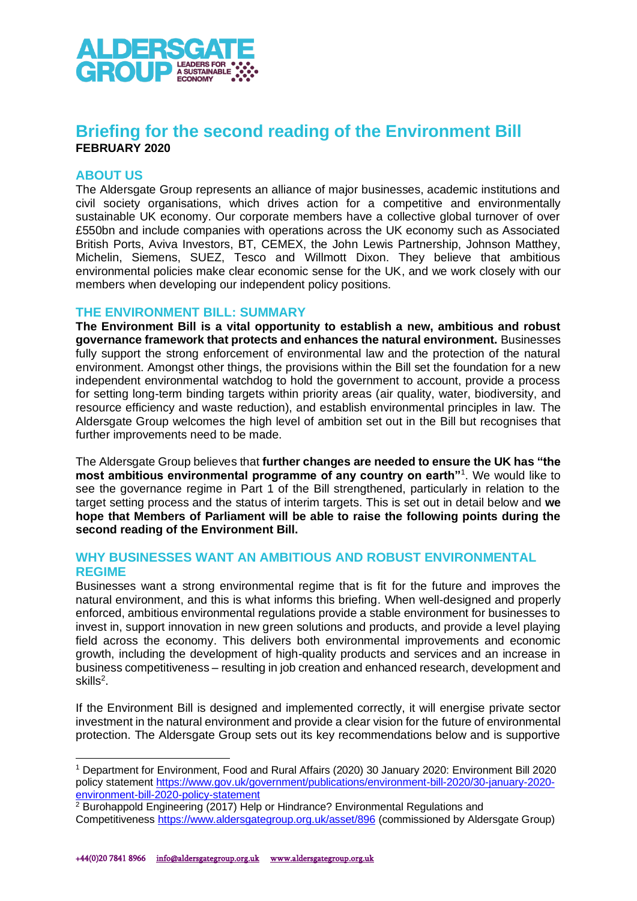# Briefing for the second reading of the Environment Bill

**FEBRUARY 2020**

## ABOUT US

The Aldersgate Group represents an alliance of major businesses, academic institutions and civil society organisations, which drives action for a competitive and environmentally sustainable UK economy. Our corporate members have a collective global turnover of over £550bn and include companies with operations across the UK economy such as Associated British Ports, Aviva Investors, BT, CEMEX, the John Lewis Partnership, Johnson Matthey, Michelin, Siemens, SUEZ, Tesco and Willmott Dixon. They believe that ambitious environmental policies make clear economic sense for the UK, and we work closely with our members when developing our independent policy positions.

## THE ENVIRONMENT BILL: SUMMARY

**The Environment Bill is a vital opportunity to establish a new, ambitious and robust governance framework that protects and enhances the natural environment.** Businesses fully support the strong enforcement of environmental law and the protection of the natural environment. Amongst other things, the provisions within the Bill set the foundation for a new independent environmental watchdog to hold the government to account, provide a process for setting long-term binding targets within priority areas (air quality, water, biodiversity, and resource efficiency and waste reduction), and establish environmental principles in law. The Aldersgate Group welcomes the high level of ambition set out in the Bill but recognises that further improvements need to be made.

The Aldersgate Group believes that **further changes are needed to ensure the UK has "the most ambitious environmental programme of any country on earth"**[1]. We would like to see the governance regime in Part 1 of the Bill strengthened, particularly in relation to the target setting process and the status of interim targets. This is set out in detail below and **we hope that Members of Parliament will be able to raise the following points during the second reading of the Environment Bill.**

## WHY BUSINESSES WANT AN AMBITIOUS AND ROBUST ENVIRONMENTAL REGIME

Businesses want a strong environmental regime that is fit for the future and improves the natural environment, and this is what informs this briefing. When well-designed and properly enforced, ambitious environmental regulations provide a stable environment for businesses to invest in, support innovation in new green solutions and products, and provide a level playing field across the economy. This delivers both environmental improvements and economic growth, including the development of high-quality products and services and an increase in business competitiveness – resulting in job creation and enhanced research, development and skills[2].

If the Environment Bill is designed and implemented correctly, it will energise private sector investment in the natural environment and provide a clear vision for the future of environmental protection. The Aldersgate Group sets out its key recommendations below and is supportive

---

[1] Department for Environment, Food and Rural Affairs (2020) 30 January 2020: Environment Bill 2020 policy statement https://www.gov.uk/government/publications/environment-bill-2020/30-january-2020-environment-bill-2020-policy-statement

[2] Burohappold Engineering (2017) Help or Hindrance? Environmental Regulations and Competitiveness https://www.aldersgategroup.org.uk/asset/896 (commissioned by Aldersgate Group)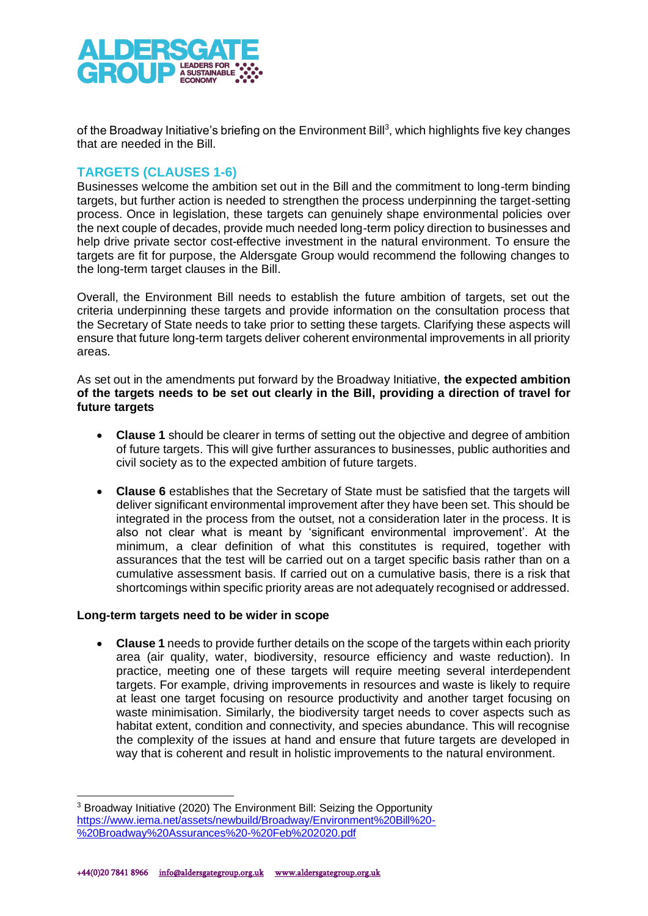of the Broadway Initiative's briefing on the Environment Bill[3], which highlights five key changes that are needed in the Bill.

## TARGETS (CLAUSES 1-6)

Businesses welcome the ambition set out in the Bill and the commitment to long-term binding targets, but further action is needed to strengthen the process underpinning the target-setting process. Once in legislation, these targets can genuinely shape environmental policies over the next couple of decades, provide much needed long-term policy direction to businesses and help drive private sector cost-effective investment in the natural environment. To ensure the targets are fit for purpose, the Aldersgate Group would recommend the following changes to the long-term target clauses in the Bill.

Overall, the Environment Bill needs to establish the future ambition of targets, set out the criteria underpinning these targets and provide information on the consultation process that the Secretary of State needs to take prior to setting these targets. Clarifying these aspects will ensure that future long-term targets deliver coherent environmental improvements in all priority areas.

As set out in the amendments put forward by the Broadway Initiative, **the expected ambition of the targets needs to be set out clearly in the Bill, providing a direction of travel for future targets**

- **Clause 1** should be clearer in terms of setting out the objective and degree of ambition of future targets. This will give further assurances to businesses, public authorities and civil society as to the expected ambition of future targets.
- **Clause 6** establishes that the Secretary of State must be satisfied that the targets will deliver significant environmental improvement after they have been set. This should be integrated in the process from the outset, not a consideration later in the process. It is also not clear what is meant by 'significant environmental improvement'. At the minimum, a clear definition of what this constitutes is required, together with assurances that the test will be carried out on a target specific basis rather than on a cumulative assessment basis. If carried out on a cumulative basis, there is a risk that shortcomings within specific priority areas are not adequately recognised or addressed.

**Long-term targets need to be wider in scope**

- **Clause 1** needs to provide further details on the scope of the targets within each priority area (air quality, water, biodiversity, resource efficiency and waste reduction). In practice, meeting one of these targets will require meeting several interdependent targets. For example, driving improvements in resources and waste is likely to require at least one target focusing on resource productivity and another target focusing on waste minimisation. Similarly, the biodiversity target needs to cover aspects such as habitat extent, condition and connectivity, and species abundance. This will recognise the complexity of the issues at hand and ensure that future targets are developed in way that is coherent and result in holistic improvements to the natural environment.

---

[3] Broadway Initiative (2020) The Environment Bill: Seizing the Opportunity https://www.iema.net/assets/newbuild/Broadway/Environment%20Bill%20-%20Broadway%20Assurances%20-%20Feb%202020.pdf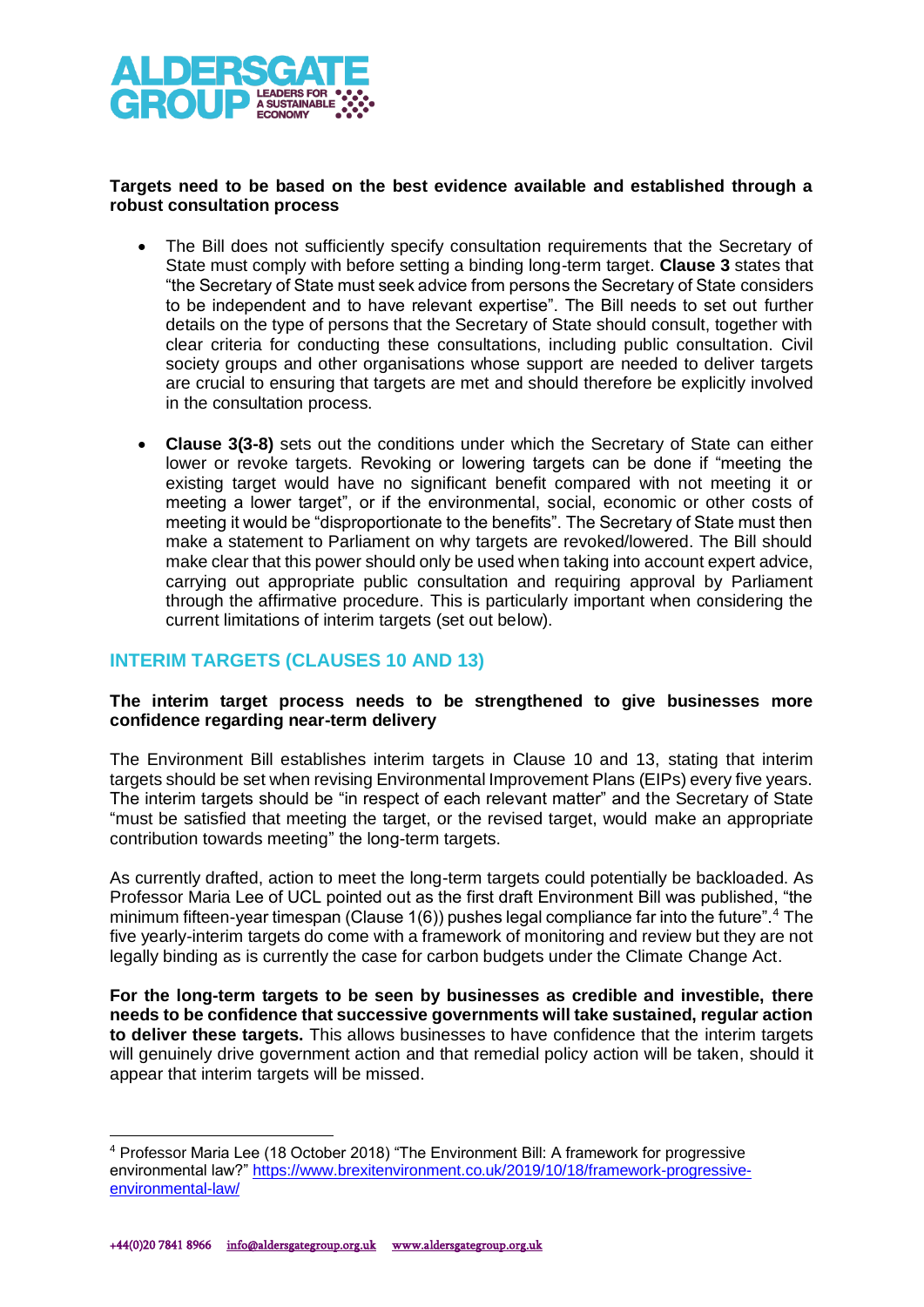**Targets need to be based on the best evidence available and established through a robust consultation process**

- The Bill does not sufficiently specify consultation requirements that the Secretary of State must comply with before setting a binding long-term target. **Clause 3** states that "the Secretary of State must seek advice from persons the Secretary of State considers to be independent and to have relevant expertise". The Bill needs to set out further details on the type of persons that the Secretary of State should consult, together with clear criteria for conducting these consultations, including public consultation. Civil society groups and other organisations whose support are needed to deliver targets are crucial to ensuring that targets are met and should therefore be explicitly involved in the consultation process.

- **Clause 3(3-8)** sets out the conditions under which the Secretary of State can either lower or revoke targets. Revoking or lowering targets can be done if "meeting the existing target would have no significant benefit compared with not meeting it or meeting a lower target", or if the environmental, social, economic or other costs of meeting it would be "disproportionate to the benefits". The Secretary of State must then make a statement to Parliament on why targets are revoked/lowered. The Bill should make clear that this power should only be used when taking into account expert advice, carrying out appropriate public consultation and requiring approval by Parliament through the affirmative procedure. This is particularly important when considering the current limitations of interim targets (set out below).

## INTERIM TARGETS (CLAUSES 10 AND 13)

**The interim target process needs to be strengthened to give businesses more confidence regarding near-term delivery**

The Environment Bill establishes interim targets in Clause 10 and 13, stating that interim targets should be set when revising Environmental Improvement Plans (EIPs) every five years. The interim targets should be "in respect of each relevant matter" and the Secretary of State "must be satisfied that meeting the target, or the revised target, would make an appropriate contribution towards meeting" the long-term targets.

As currently drafted, action to meet the long-term targets could potentially be backloaded. As Professor Maria Lee of UCL pointed out as the first draft Environment Bill was published, "the minimum fifteen-year timespan (Clause 1(6)) pushes legal compliance far into the future".[4] The five yearly-interim targets do come with a framework of monitoring and review but they are not legally binding as is currently the case for carbon budgets under the Climate Change Act.

**For the long-term targets to be seen by businesses as credible and investible, there needs to be confidence that successive governments will take sustained, regular action to deliver these targets.** This allows businesses to have confidence that the interim targets will genuinely drive government action and that remedial policy action will be taken, should it appear that interim targets will be missed.

---

[4] Professor Maria Lee (18 October 2018) "The Environment Bill: A framework for progressive environmental law?" https://www.brexitenvironment.co.uk/2019/10/18/framework-progressive-environmental-law/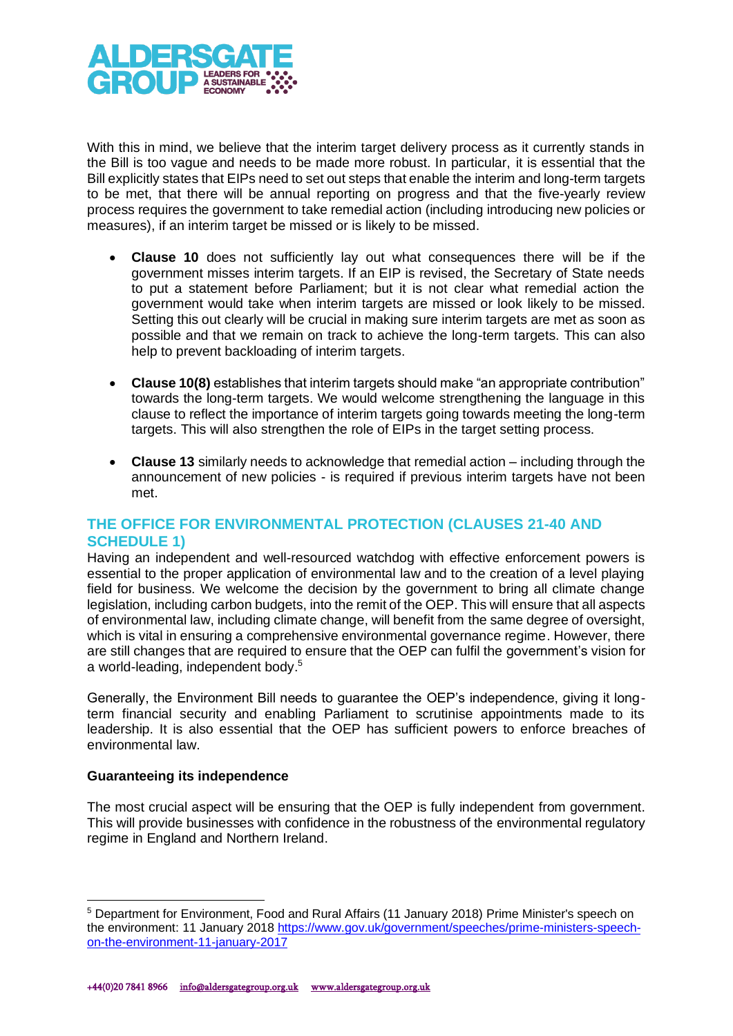With this in mind, we believe that the interim target delivery process as it currently stands in the Bill is too vague and needs to be made more robust. In particular, it is essential that the Bill explicitly states that EIPs need to set out steps that enable the interim and long-term targets to be met, that there will be annual reporting on progress and that the five-yearly review process requires the government to take remedial action (including introducing new policies or measures), if an interim target be missed or is likely to be missed.

- **Clause 10** does not sufficiently lay out what consequences there will be if the government misses interim targets. If an EIP is revised, the Secretary of State needs to put a statement before Parliament; but it is not clear what remedial action the government would take when interim targets are missed or look likely to be missed. Setting this out clearly will be crucial in making sure interim targets are met as soon as possible and that we remain on track to achieve the long-term targets. This can also help to prevent backloading of interim targets.

- **Clause 10(8)** establishes that interim targets should make "an appropriate contribution" towards the long-term targets. We would welcome strengthening the language in this clause to reflect the importance of interim targets going towards meeting the long-term targets. This will also strengthen the role of EIPs in the target setting process.

- **Clause 13** similarly needs to acknowledge that remedial action – including through the announcement of new policies - is required if previous interim targets have not been met.

## THE OFFICE FOR ENVIRONMENTAL PROTECTION (CLAUSES 21-40 AND SCHEDULE 1)

Having an independent and well-resourced watchdog with effective enforcement powers is essential to the proper application of environmental law and to the creation of a level playing field for business. We welcome the decision by the government to bring all climate change legislation, including carbon budgets, into the remit of the OEP. This will ensure that all aspects of environmental law, including climate change, will benefit from the same degree of oversight, which is vital in ensuring a comprehensive environmental governance regime. However, there are still changes that are required to ensure that the OEP can fulfil the government's vision for a world-leading, independent body.[5]

Generally, the Environment Bill needs to guarantee the OEP's independence, giving it long-term financial security and enabling Parliament to scrutinise appointments made to its leadership. It is also essential that the OEP has sufficient powers to enforce breaches of environmental law.

### Guaranteeing its independence

The most crucial aspect will be ensuring that the OEP is fully independent from government. This will provide businesses with confidence in the robustness of the environmental regulatory regime in England and Northern Ireland.

[5] Department for Environment, Food and Rural Affairs (11 January 2018) Prime Minister's speech on the environment: 11 January 2018 https://www.gov.uk/government/speeches/prime-ministers-speech-on-the-environment-11-january-2017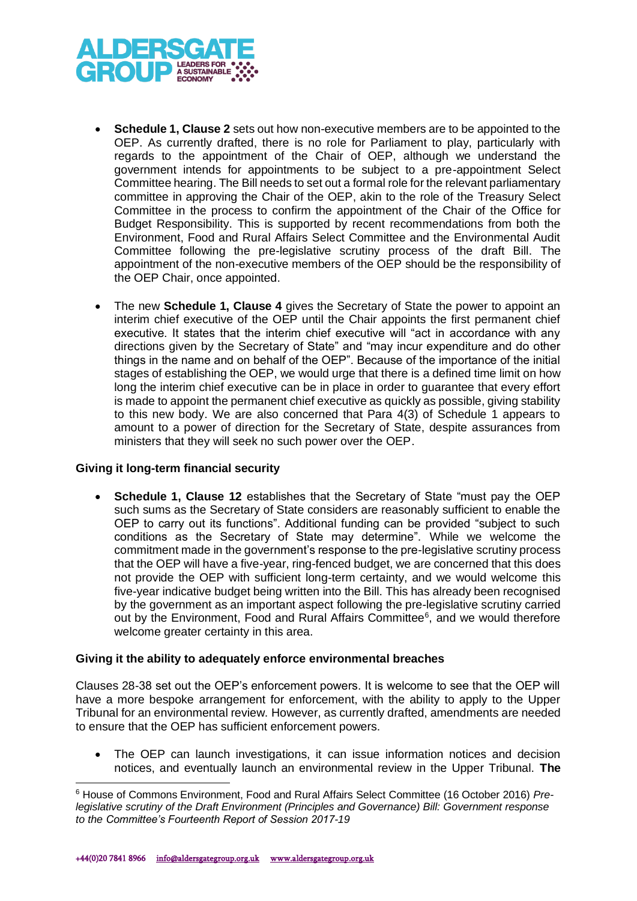- **Schedule 1, Clause 2** sets out how non-executive members are to be appointed to the OEP. As currently drafted, there is no role for Parliament to play, particularly with regards to the appointment of the Chair of OEP, although we understand the government intends for appointments to be subject to a pre-appointment Select Committee hearing. The Bill needs to set out a formal role for the relevant parliamentary committee in approving the Chair of the OEP, akin to the role of the Treasury Select Committee in the process to confirm the appointment of the Chair of the Office for Budget Responsibility. This is supported by recent recommendations from both the Environment, Food and Rural Affairs Select Committee and the Environmental Audit Committee following the pre-legislative scrutiny process of the draft Bill. The appointment of the non-executive members of the OEP should be the responsibility of the OEP Chair, once appointed.

- The new **Schedule 1, Clause 4** gives the Secretary of State the power to appoint an interim chief executive of the OEP until the Chair appoints the first permanent chief executive. It states that the interim chief executive will "act in accordance with any directions given by the Secretary of State" and "may incur expenditure and do other things in the name and on behalf of the OEP". Because of the importance of the initial stages of establishing the OEP, we would urge that there is a defined time limit on how long the interim chief executive can be in place in order to guarantee that every effort is made to appoint the permanent chief executive as quickly as possible, giving stability to this new body. We are also concerned that Para 4(3) of Schedule 1 appears to amount to a power of direction for the Secretary of State, despite assurances from ministers that they will seek no such power over the OEP.

**Giving it long-term financial security**

- **Schedule 1, Clause 12** establishes that the Secretary of State "must pay the OEP such sums as the Secretary of State considers are reasonably sufficient to enable the OEP to carry out its functions". Additional funding can be provided "subject to such conditions as the Secretary of State may determine". While we welcome the commitment made in the government's response to the pre-legislative scrutiny process that the OEP will have a five-year, ring-fenced budget, we are concerned that this does not provide the OEP with sufficient long-term certainty, and we would welcome this five-year indicative budget being written into the Bill. This has already been recognised by the government as an important aspect following the pre-legislative scrutiny carried out by the Environment, Food and Rural Affairs Committee[6], and we would therefore welcome greater certainty in this area.

**Giving it the ability to adequately enforce environmental breaches**

Clauses 28-38 set out the OEP's enforcement powers. It is welcome to see that the OEP will have a more bespoke arrangement for enforcement, with the ability to apply to the Upper Tribunal for an environmental review. However, as currently drafted, amendments are needed to ensure that the OEP has sufficient enforcement powers.

- The OEP can launch investigations, it can issue information notices and decision notices, and eventually launch an environmental review in the Upper Tribunal. **The**

---

[6] House of Commons Environment, Food and Rural Affairs Select Committee (16 October 2016) *Pre-legislative scrutiny of the Draft Environment (Principles and Governance) Bill: Government response to the Committee's Fourteenth Report of Session 2017-19*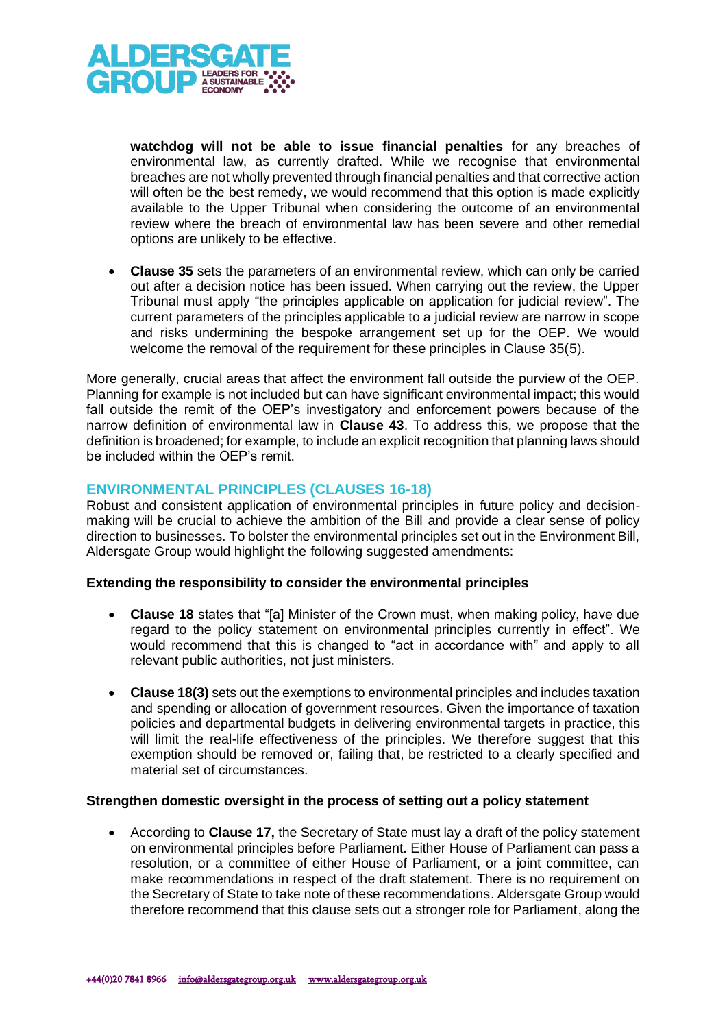**watchdog will not be able to issue financial penalties** for any breaches of environmental law, as currently drafted. While we recognise that environmental breaches are not wholly prevented through financial penalties and that corrective action will often be the best remedy, we would recommend that this option is made explicitly available to the Upper Tribunal when considering the outcome of an environmental review where the breach of environmental law has been severe and other remedial options are unlikely to be effective.

- **Clause 35** sets the parameters of an environmental review, which can only be carried out after a decision notice has been issued. When carrying out the review, the Upper Tribunal must apply "the principles applicable on application for judicial review". The current parameters of the principles applicable to a judicial review are narrow in scope and risks undermining the bespoke arrangement set up for the OEP. We would welcome the removal of the requirement for these principles in Clause 35(5).

More generally, crucial areas that affect the environment fall outside the purview of the OEP. Planning for example is not included but can have significant environmental impact; this would fall outside the remit of the OEP's investigatory and enforcement powers because of the narrow definition of environmental law in **Clause 43**. To address this, we propose that the definition is broadened; for example, to include an explicit recognition that planning laws should be included within the OEP's remit.

## ENVIRONMENTAL PRINCIPLES (CLAUSES 16-18)

Robust and consistent application of environmental principles in future policy and decision-making will be crucial to achieve the ambition of the Bill and provide a clear sense of policy direction to businesses. To bolster the environmental principles set out in the Environment Bill, Aldersgate Group would highlight the following suggested amendments:

### Extending the responsibility to consider the environmental principles

- **Clause 18** states that "[a] Minister of the Crown must, when making policy, have due regard to the policy statement on environmental principles currently in effect". We would recommend that this is changed to "act in accordance with" and apply to all relevant public authorities, not just ministers.

- **Clause 18(3)** sets out the exemptions to environmental principles and includes taxation and spending or allocation of government resources. Given the importance of taxation policies and departmental budgets in delivering environmental targets in practice, this will limit the real-life effectiveness of the principles. We therefore suggest that this exemption should be removed or, failing that, be restricted to a clearly specified and material set of circumstances.

### Strengthen domestic oversight in the process of setting out a policy statement

- According to **Clause 17,** the Secretary of State must lay a draft of the policy statement on environmental principles before Parliament. Either House of Parliament can pass a resolution, or a committee of either House of Parliament, or a joint committee, can make recommendations in respect of the draft statement. There is no requirement on the Secretary of State to take note of these recommendations. Aldersgate Group would therefore recommend that this clause sets out a stronger role for Parliament, along the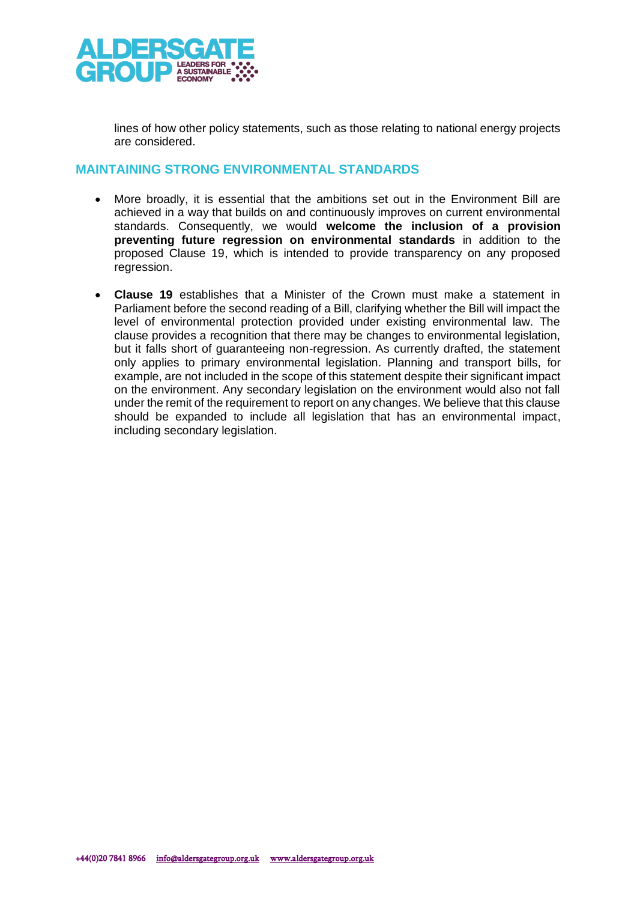lines of how other policy statements, such as those relating to national energy projects are considered.

## MAINTAINING STRONG ENVIRONMENTAL STANDARDS

- More broadly, it is essential that the ambitions set out in the Environment Bill are achieved in a way that builds on and continuously improves on current environmental standards. Consequently, we would **welcome the inclusion of a provision preventing future regression on environmental standards** in addition to the proposed Clause 19, which is intended to provide transparency on any proposed regression.

- **Clause 19** establishes that a Minister of the Crown must make a statement in Parliament before the second reading of a Bill, clarifying whether the Bill will impact the level of environmental protection provided under existing environmental law. The clause provides a recognition that there may be changes to environmental legislation, but it falls short of guaranteeing non-regression. As currently drafted, the statement only applies to primary environmental legislation. Planning and transport bills, for example, are not included in the scope of this statement despite their significant impact on the environment. Any secondary legislation on the environment would also not fall under the remit of the requirement to report on any changes. We believe that this clause should be expanded to include all legislation that has an environmental impact, including secondary legislation.